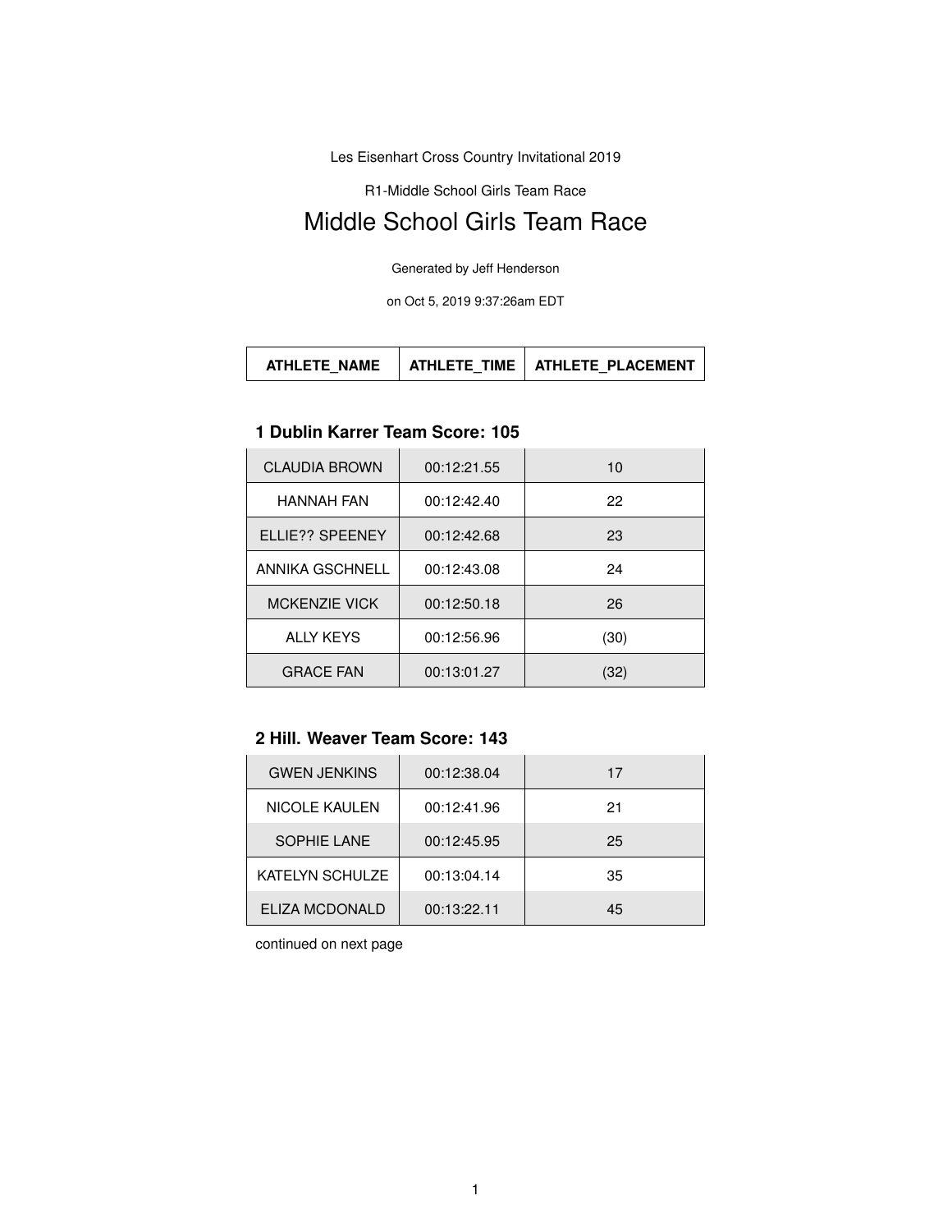Les Eisenhart Cross Country Invitational 2019

R1-Middle School Girls Team Race

# Middle School Girls Team Race

Generated by Jeff Henderson

on Oct 5, 2019 9:37:26am EDT

| ATHLETE_NAME | ATHLETE_TIME | ATHLETE_PLACEMENT |
|---|---|---|

### 1 Dublin Karrer Team Score: 105

| ATHLETE_NAME | ATHLETE_TIME | ATHLETE_PLACEMENT |
|---|---|---|
| CLAUDIA BROWN | 00:12:21.55 | 10 |
| HANNAH FAN | 00:12:42.40 | 22 |
| ELLIE?? SPEENEY | 00:12:42.68 | 23 |
| ANNIKA GSCHNELL | 00:12:43.08 | 24 |
| MCKENZIE VICK | 00:12:50.18 | 26 |
| ALLY KEYS | 00:12:56.96 | (30) |
| GRACE FAN | 00:13:01.27 | (32) |

### 2 Hill. Weaver Team Score: 143

| ATHLETE_NAME | ATHLETE_TIME | ATHLETE_PLACEMENT |
|---|---|---|
| GWEN JENKINS | 00:12:38.04 | 17 |
| NICOLE KAULEN | 00:12:41.96 | 21 |
| SOPHIE LANE | 00:12:45.95 | 25 |
| KATELYN SCHULZE | 00:13:04.14 | 35 |
| ELIZA MCDONALD | 00:13:22.11 | 45 |

continued on next page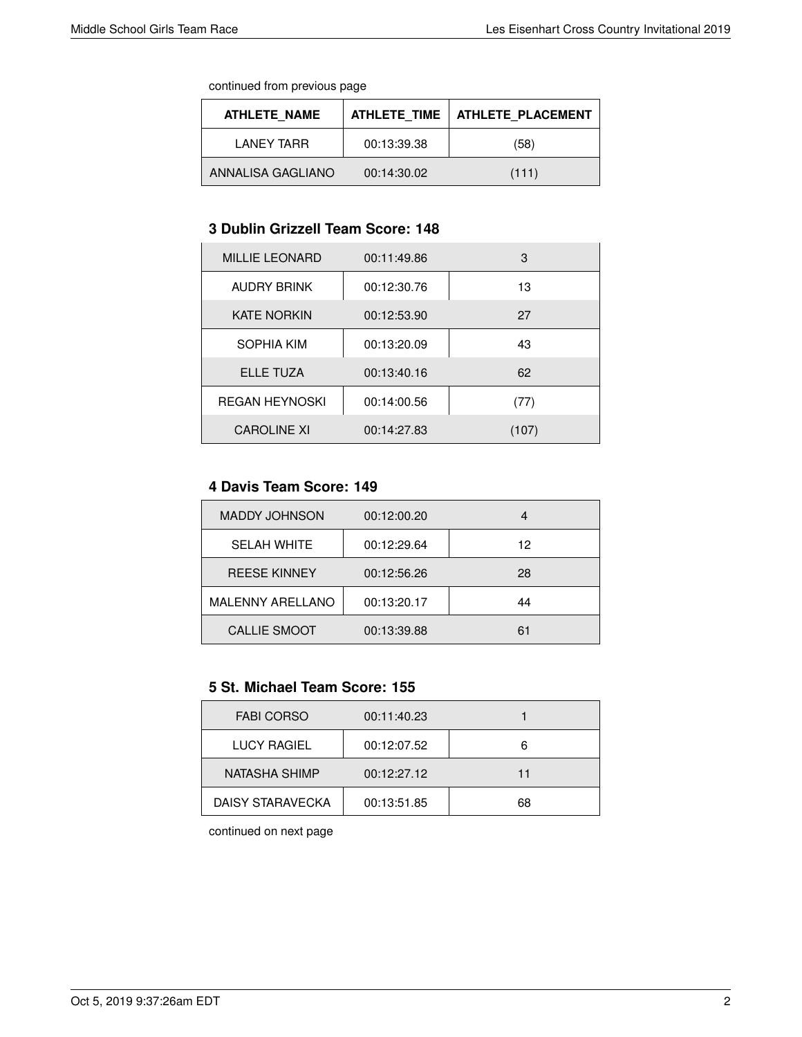continued from previous page

| ATHLETE_NAME | ATHLETE_TIME | ATHLETE_PLACEMENT |
| --- | --- | --- |
| LANEY TARR | 00:13:39.38 | (58) |
| ANNALISA GAGLIANO | 00:14:30.02 | (111) |

### 3 Dublin Grizzell Team Score: 148

| ATHLETE_NAME | ATHLETE_TIME | ATHLETE_PLACEMENT |
| --- | --- | --- |
| MILLIE LEONARD | 00:11:49.86 | 3 |
| AUDRY BRINK | 00:12:30.76 | 13 |
| KATE NORKIN | 00:12:53.90 | 27 |
| SOPHIA KIM | 00:13:20.09 | 43 |
| ELLE TUZA | 00:13:40.16 | 62 |
| REGAN HEYNOSKI | 00:14:00.56 | (77) |
| CAROLINE XI | 00:14:27.83 | (107) |

### 4 Davis Team Score: 149

| ATHLETE_NAME | ATHLETE_TIME | ATHLETE_PLACEMENT |
| --- | --- | --- |
| MADDY JOHNSON | 00:12:00.20 | 4 |
| SELAH WHITE | 00:12:29.64 | 12 |
| REESE KINNEY | 00:12:56.26 | 28 |
| MALENNY ARELLANO | 00:13:20.17 | 44 |
| CALLIE SMOOT | 00:13:39.88 | 61 |

### 5 St. Michael Team Score: 155

| ATHLETE_NAME | ATHLETE_TIME | ATHLETE_PLACEMENT |
| --- | --- | --- |
| FABI CORSO | 00:11:40.23 | 1 |
| LUCY RAGIEL | 00:12:07.52 | 6 |
| NATASHA SHIMP | 00:12:27.12 | 11 |
| DAISY STARAVECKA | 00:13:51.85 | 68 |

continued on next page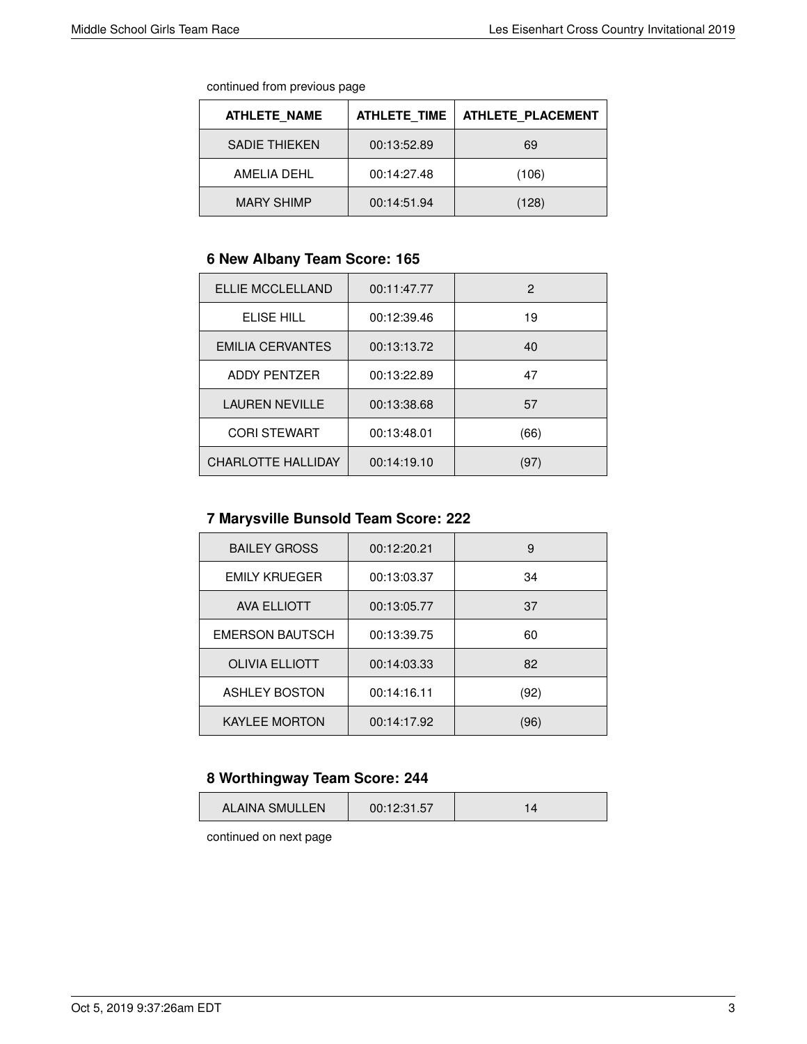continued from previous page

| ATHLETE_NAME | ATHLETE_TIME | ATHLETE_PLACEMENT |
|---|---|---|
| SADIE THIEKEN | 00:13:52.89 | 69 |
| AMELIA DEHL | 00:14:27.48 | (106) |
| MARY SHIMP | 00:14:51.94 | (128) |

### 6 New Albany Team Score: 165

| ATHLETE_NAME | ATHLETE_TIME | ATHLETE_PLACEMENT |
|---|---|---|
| ELLIE MCCLELLAND | 00:11:47.77 | 2 |
| ELISE HILL | 00:12:39.46 | 19 |
| EMILIA CERVANTES | 00:13:13.72 | 40 |
| ADDY PENTZER | 00:13:22.89 | 47 |
| LAUREN NEVILLE | 00:13:38.68 | 57 |
| CORI STEWART | 00:13:48.01 | (66) |
| CHARLOTTE HALLIDAY | 00:14:19.10 | (97) |

### 7 Marysville Bunsold Team Score: 222

| ATHLETE_NAME | ATHLETE_TIME | ATHLETE_PLACEMENT |
|---|---|---|
| BAILEY GROSS | 00:12:20.21 | 9 |
| EMILY KRUEGER | 00:13:03.37 | 34 |
| AVA ELLIOTT | 00:13:05.77 | 37 |
| EMERSON BAUTSCH | 00:13:39.75 | 60 |
| OLIVIA ELLIOTT | 00:14:03.33 | 82 |
| ASHLEY BOSTON | 00:14:16.11 | (92) |
| KAYLEE MORTON | 00:14:17.92 | (96) |

### 8 Worthingway Team Score: 244

| ATHLETE_NAME | ATHLETE_TIME | ATHLETE_PLACEMENT |
|---|---|---|
| ALAINA SMULLEN | 00:12:31.57 | 14 |

continued on next page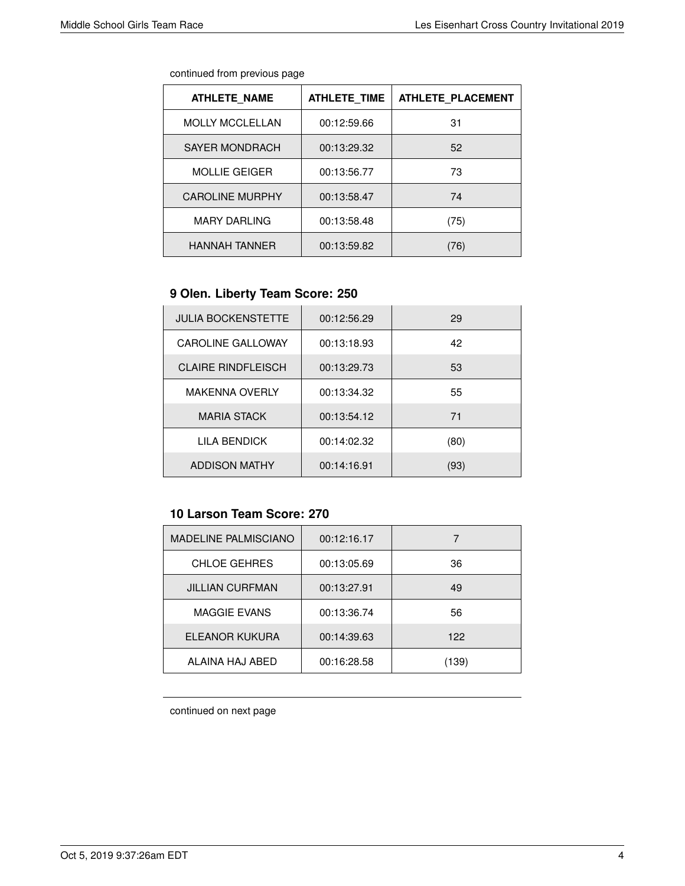continued from previous page

| ATHLETE_NAME | ATHLETE_TIME | ATHLETE_PLACEMENT |
| --- | --- | --- |
| MOLLY MCCLELLAN | 00:12:59.66 | 31 |
| SAYER MONDRACH | 00:13:29.32 | 52 |
| MOLLIE GEIGER | 00:13:56.77 | 73 |
| CAROLINE MURPHY | 00:13:58.47 | 74 |
| MARY DARLING | 00:13:58.48 | (75) |
| HANNAH TANNER | 00:13:59.82 | (76) |

### 9 Olen. Liberty Team Score: 250

| ATHLETE_NAME | ATHLETE_TIME | ATHLETE_PLACEMENT |
| --- | --- | --- |
| JULIA BOCKENSTETTE | 00:12:56.29 | 29 |
| CAROLINE GALLOWAY | 00:13:18.93 | 42 |
| CLAIRE RINDFLEISCH | 00:13:29.73 | 53 |
| MAKENNA OVERLY | 00:13:34.32 | 55 |
| MARIA STACK | 00:13:54.12 | 71 |
| LILA BENDICK | 00:14:02.32 | (80) |
| ADDISON MATHY | 00:14:16.91 | (93) |

### 10 Larson Team Score: 270

| ATHLETE_NAME | ATHLETE_TIME | ATHLETE_PLACEMENT |
| --- | --- | --- |
| MADELINE PALMISCIANO | 00:12:16.17 | 7 |
| CHLOE GEHRES | 00:13:05.69 | 36 |
| JILLIAN CURFMAN | 00:13:27.91 | 49 |
| MAGGIE EVANS | 00:13:36.74 | 56 |
| ELEANOR KUKURA | 00:14:39.63 | 122 |
| ALAINA HAJ ABED | 00:16:28.58 | (139) |

continued on next page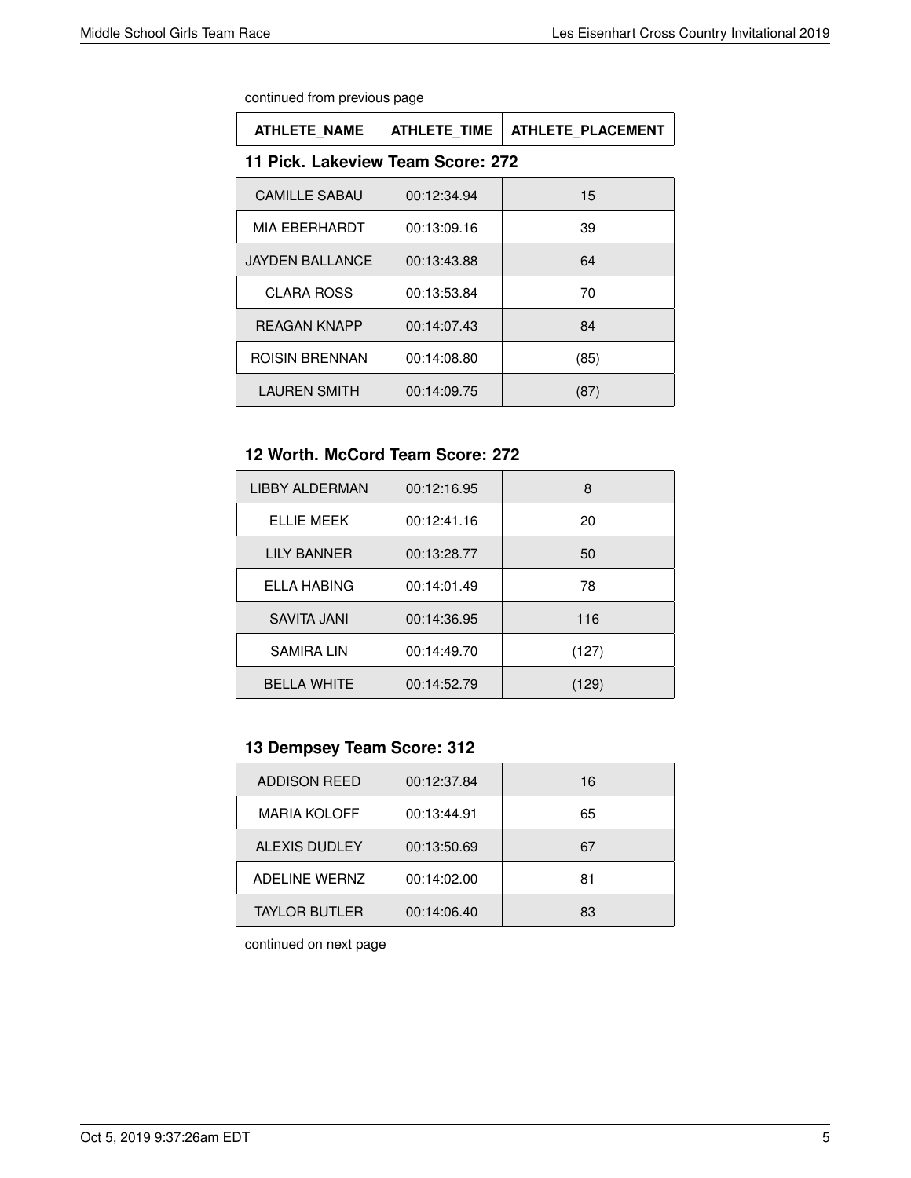continued from previous page

| ATHLETE_NAME | ATHLETE_TIME | ATHLETE_PLACEMENT |
| --- | --- | --- |

### 11 Pick. Lakeview Team Score: 272

| ATHLETE_NAME | ATHLETE_TIME | ATHLETE_PLACEMENT |
| --- | --- | --- |
| CAMILLE SABAU | 00:12:34.94 | 15 |
| MIA EBERHARDT | 00:13:09.16 | 39 |
| JAYDEN BALLANCE | 00:13:43.88 | 64 |
| CLARA ROSS | 00:13:53.84 | 70 |
| REAGAN KNAPP | 00:14:07.43 | 84 |
| ROISIN BRENNAN | 00:14:08.80 | (85) |
| LAUREN SMITH | 00:14:09.75 | (87) |

### 12 Worth. McCord Team Score: 272

| ATHLETE_NAME | ATHLETE_TIME | ATHLETE_PLACEMENT |
| --- | --- | --- |
| LIBBY ALDERMAN | 00:12:16.95 | 8 |
| ELLIE MEEK | 00:12:41.16 | 20 |
| LILY BANNER | 00:13:28.77 | 50 |
| ELLA HABING | 00:14:01.49 | 78 |
| SAVITA JANI | 00:14:36.95 | 116 |
| SAMIRA LIN | 00:14:49.70 | (127) |
| BELLA WHITE | 00:14:52.79 | (129) |

### 13 Dempsey Team Score: 312

| ATHLETE_NAME | ATHLETE_TIME | ATHLETE_PLACEMENT |
| --- | --- | --- |
| ADDISON REED | 00:12:37.84 | 16 |
| MARIA KOLOFF | 00:13:44.91 | 65 |
| ALEXIS DUDLEY | 00:13:50.69 | 67 |
| ADELINE WERNZ | 00:14:02.00 | 81 |
| TAYLOR BUTLER | 00:14:06.40 | 83 |

continued on next page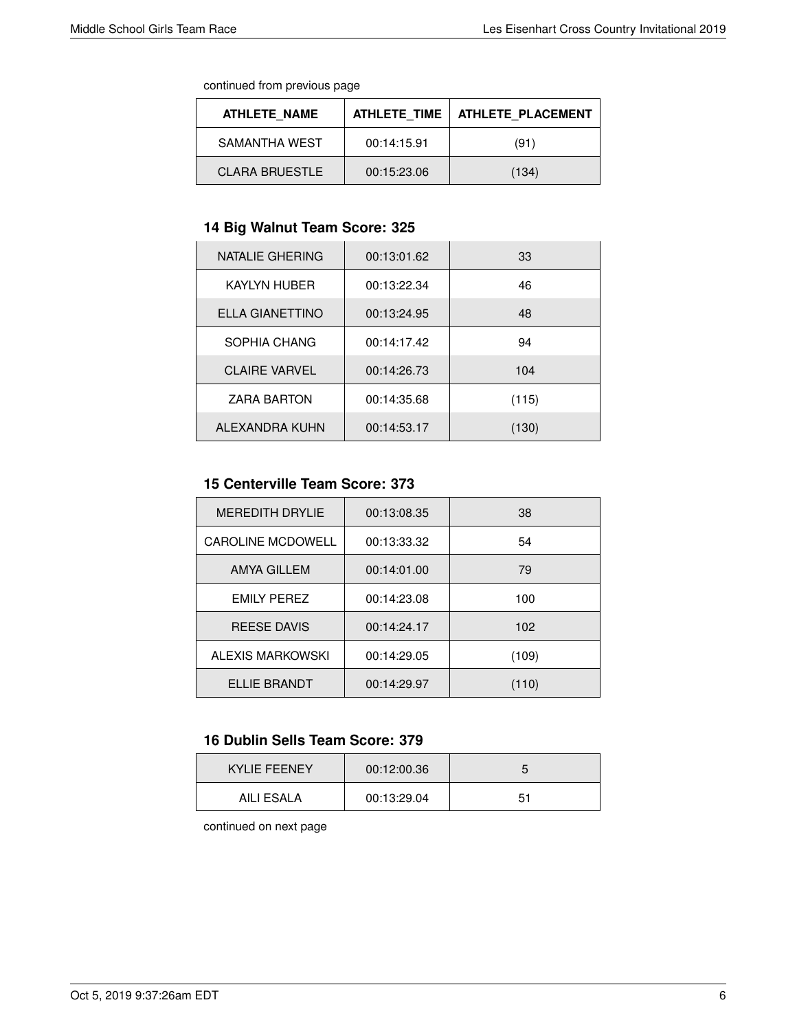continued from previous page

| ATHLETE_NAME | ATHLETE_TIME | ATHLETE_PLACEMENT |
| --- | --- | --- |
| SAMANTHA WEST | 00:14:15.91 | (91) |
| CLARA BRUESTLE | 00:15:23.06 | (134) |

### 14 Big Walnut Team Score: 325

| ATHLETE_NAME | ATHLETE_TIME | ATHLETE_PLACEMENT |
| --- | --- | --- |
| NATALIE GHERING | 00:13:01.62 | 33 |
| KAYLYN HUBER | 00:13:22.34 | 46 |
| ELLA GIANETTINO | 00:13:24.95 | 48 |
| SOPHIA CHANG | 00:14:17.42 | 94 |
| CLAIRE VARVEL | 00:14:26.73 | 104 |
| ZARA BARTON | 00:14:35.68 | (115) |
| ALEXANDRA KUHN | 00:14:53.17 | (130) |

### 15 Centerville Team Score: 373

| ATHLETE_NAME | ATHLETE_TIME | ATHLETE_PLACEMENT |
| --- | --- | --- |
| MEREDITH DRYLIE | 00:13:08.35 | 38 |
| CAROLINE MCDOWELL | 00:13:33.32 | 54 |
| AMYA GILLEM | 00:14:01.00 | 79 |
| EMILY PEREZ | 00:14:23.08 | 100 |
| REESE DAVIS | 00:14:24.17 | 102 |
| ALEXIS MARKOWSKI | 00:14:29.05 | (109) |
| ELLIE BRANDT | 00:14:29.97 | (110) |

### 16 Dublin Sells Team Score: 379

| ATHLETE_NAME | ATHLETE_TIME | ATHLETE_PLACEMENT |
| --- | --- | --- |
| KYLIE FEENEY | 00:12:00.36 | 5 |
| AILI ESALA | 00:13:29.04 | 51 |

continued on next page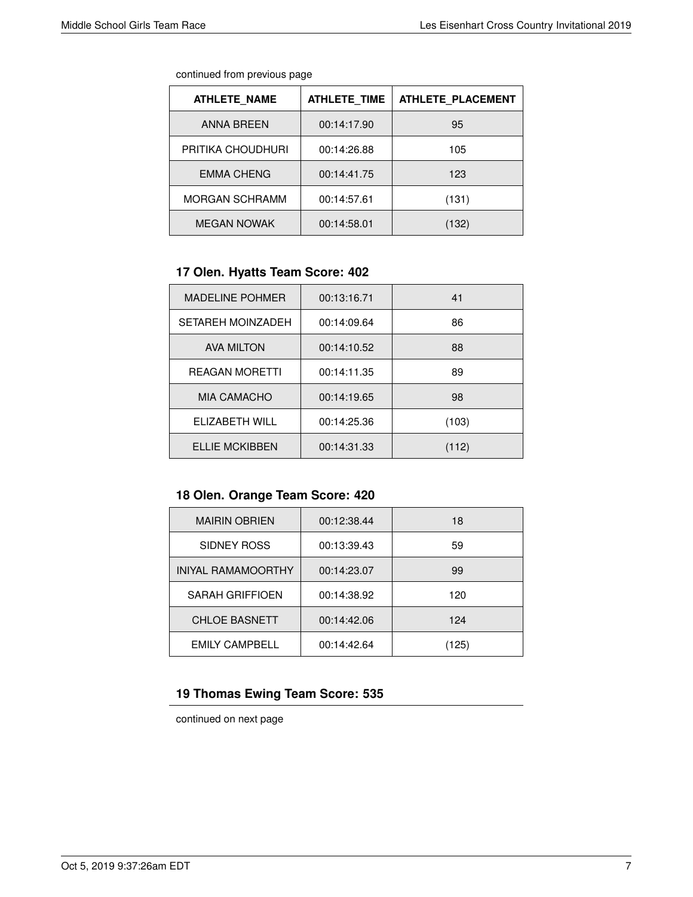continued from previous page

| ATHLETE_NAME | ATHLETE_TIME | ATHLETE_PLACEMENT |
|---|---|---|
| ANNA BREEN | 00:14:17.90 | 95 |
| PRITIKA CHOUDHURI | 00:14:26.88 | 105 |
| EMMA CHENG | 00:14:41.75 | 123 |
| MORGAN SCHRAMM | 00:14:57.61 | (131) |
| MEGAN NOWAK | 00:14:58.01 | (132) |

### 17 Olen. Hyatts Team Score: 402

| ATHLETE_NAME | ATHLETE_TIME | ATHLETE_PLACEMENT |
|---|---|---|
| MADELINE POHMER | 00:13:16.71 | 41 |
| SETAREH MOINZADEH | 00:14:09.64 | 86 |
| AVA MILTON | 00:14:10.52 | 88 |
| REAGAN MORETTI | 00:14:11.35 | 89 |
| MIA CAMACHO | 00:14:19.65 | 98 |
| ELIZABETH WILL | 00:14:25.36 | (103) |
| ELLIE MCKIBBEN | 00:14:31.33 | (112) |

### 18 Olen. Orange Team Score: 420

| ATHLETE_NAME | ATHLETE_TIME | ATHLETE_PLACEMENT |
|---|---|---|
| MAIRIN OBRIEN | 00:12:38.44 | 18 |
| SIDNEY ROSS | 00:13:39.43 | 59 |
| INIYAL RAMAMOORTHY | 00:14:23.07 | 99 |
| SARAH GRIFFIOEN | 00:14:38.92 | 120 |
| CHLOE BASNETT | 00:14:42.06 | 124 |
| EMILY CAMPBELL | 00:14:42.64 | (125) |

### 19 Thomas Ewing Team Score: 535

continued on next page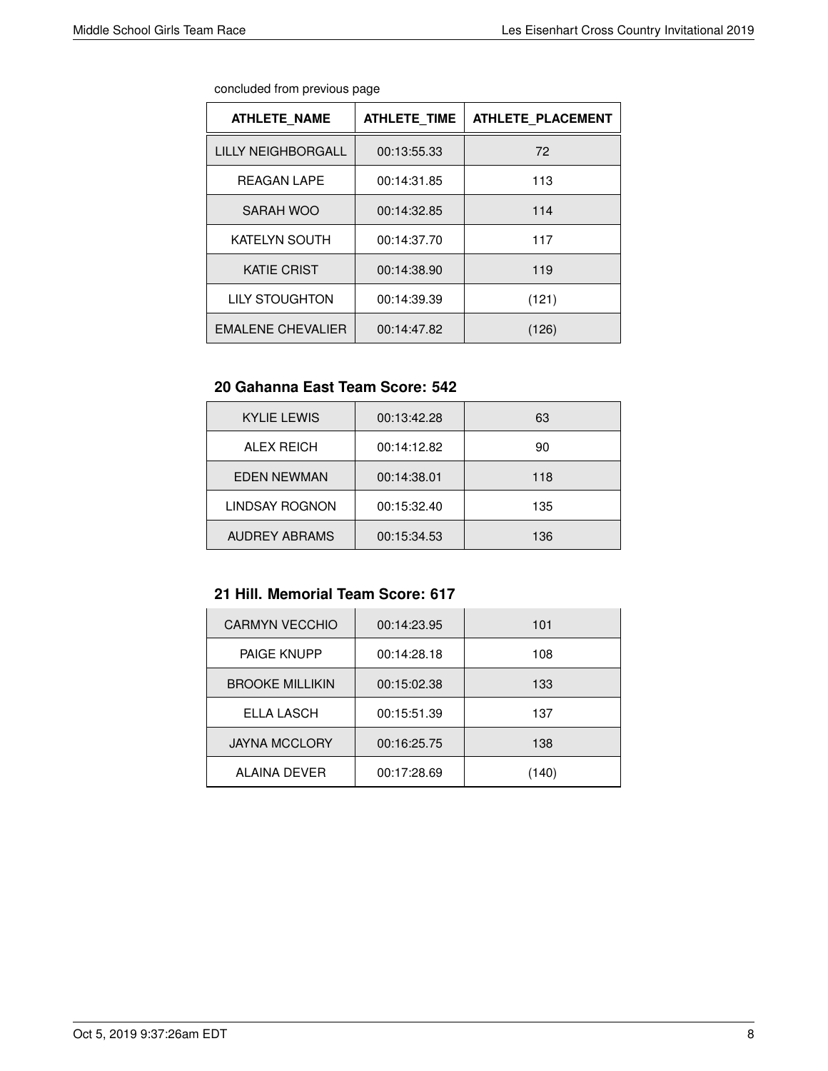concluded from previous page

| ATHLETE_NAME | ATHLETE_TIME | ATHLETE_PLACEMENT |
| --- | --- | --- |
| LILLY NEIGHBORGALL | 00:13:55.33 | 72 |
| REAGAN LAPE | 00:14:31.85 | 113 |
| SARAH WOO | 00:14:32.85 | 114 |
| KATELYN SOUTH | 00:14:37.70 | 117 |
| KATIE CRIST | 00:14:38.90 | 119 |
| LILY STOUGHTON | 00:14:39.39 | (121) |
| EMALENE CHEVALIER | 00:14:47.82 | (126) |

### 20 Gahanna East Team Score: 542

| | | |
| --- | --- | --- |
| KYLIE LEWIS | 00:13:42.28 | 63 |
| ALEX REICH | 00:14:12.82 | 90 |
| EDEN NEWMAN | 00:14:38.01 | 118 |
| LINDSAY ROGNON | 00:15:32.40 | 135 |
| AUDREY ABRAMS | 00:15:34.53 | 136 |

### 21 Hill. Memorial Team Score: 617

| | | |
| --- | --- | --- |
| CARMYN VECCHIO | 00:14:23.95 | 101 |
| PAIGE KNUPP | 00:14:28.18 | 108 |
| BROOKE MILLIKIN | 00:15:02.38 | 133 |
| ELLA LASCH | 00:15:51.39 | 137 |
| JAYNA MCCLORY | 00:16:25.75 | 138 |
| ALAINA DEVER | 00:17:28.69 | (140) |